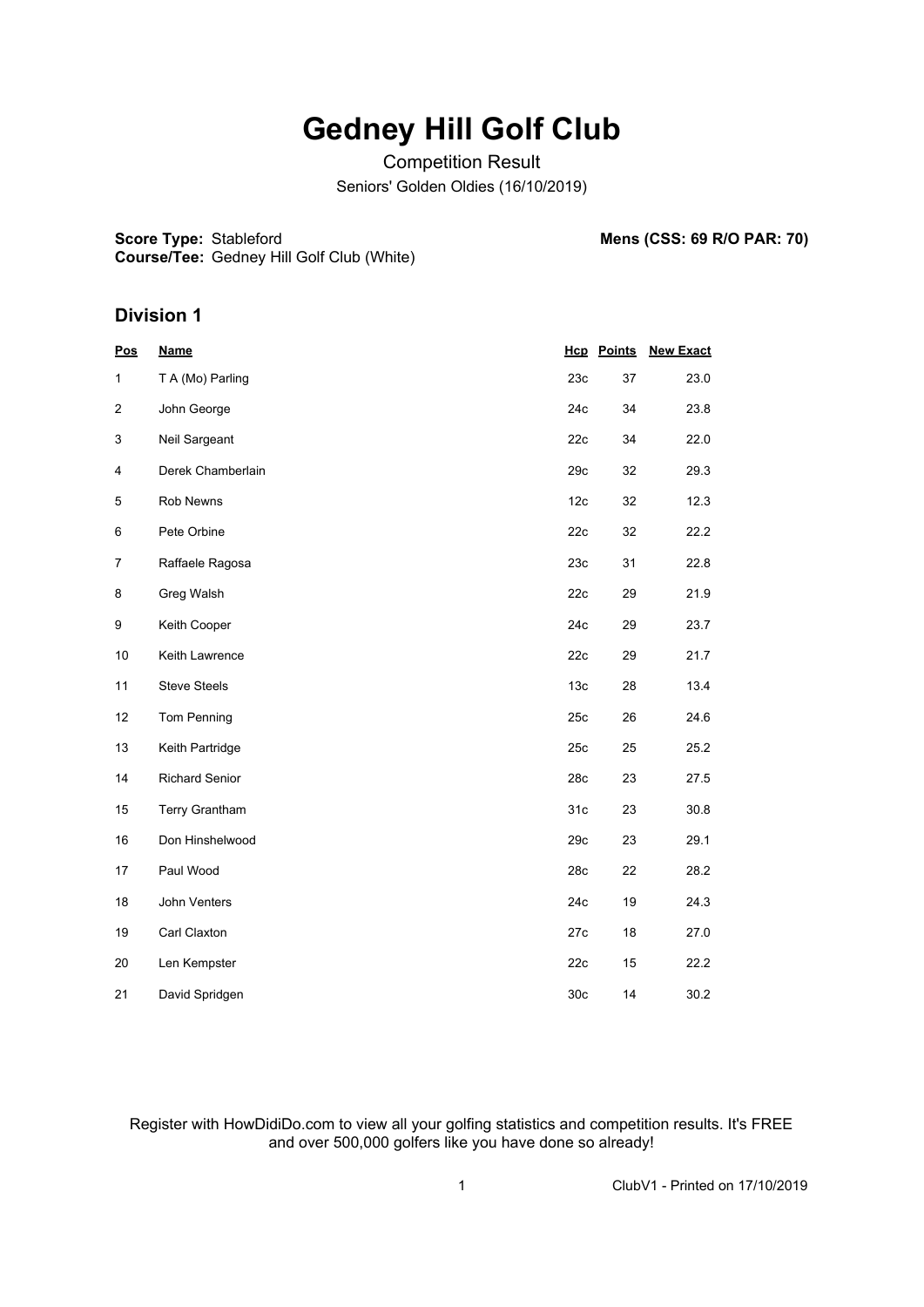# Gedney Hill Golf Club

Competition Result

Seniors' Golden Oldies (16/10/2019)

**Score Type:** Stableford

**Course/Tee:** Gedney Hill Golf Club (White)

**Mens (CSS: 69 R/O PAR: 70)**

## Division 1

| Pos | Name | Hcp | Points | New Exact |
|---|---|---|---|---|
| 1 | T A (Mo) Parling | 23c | 37 | 23.0 |
| 2 | John George | 24c | 34 | 23.8 |
| 3 | Neil Sargeant | 22c | 34 | 22.0 |
| 4 | Derek Chamberlain | 29c | 32 | 29.3 |
| 5 | Rob Newns | 12c | 32 | 12.3 |
| 6 | Pete Orbine | 22c | 32 | 22.2 |
| 7 | Raffaele Ragosa | 23c | 31 | 22.8 |
| 8 | Greg Walsh | 22c | 29 | 21.9 |
| 9 | Keith Cooper | 24c | 29 | 23.7 |
| 10 | Keith Lawrence | 22c | 29 | 21.7 |
| 11 | Steve Steels | 13c | 28 | 13.4 |
| 12 | Tom Penning | 25c | 26 | 24.6 |
| 13 | Keith Partridge | 25c | 25 | 25.2 |
| 14 | Richard Senior | 28c | 23 | 27.5 |
| 15 | Terry Grantham | 31c | 23 | 30.8 |
| 16 | Don Hinshelwood | 29c | 23 | 29.1 |
| 17 | Paul Wood | 28c | 22 | 28.2 |
| 18 | John Venters | 24c | 19 | 24.3 |
| 19 | Carl Claxton | 27c | 18 | 27.0 |
| 20 | Len Kempster | 22c | 15 | 22.2 |
| 21 | David Spridgen | 30c | 14 | 30.2 |

Register with HowDidiDo.com to view all your golfing statistics and competition results. It's FREE and over 500,000 golfers like you have done so already!

ClubV1 - Printed on 17/10/2019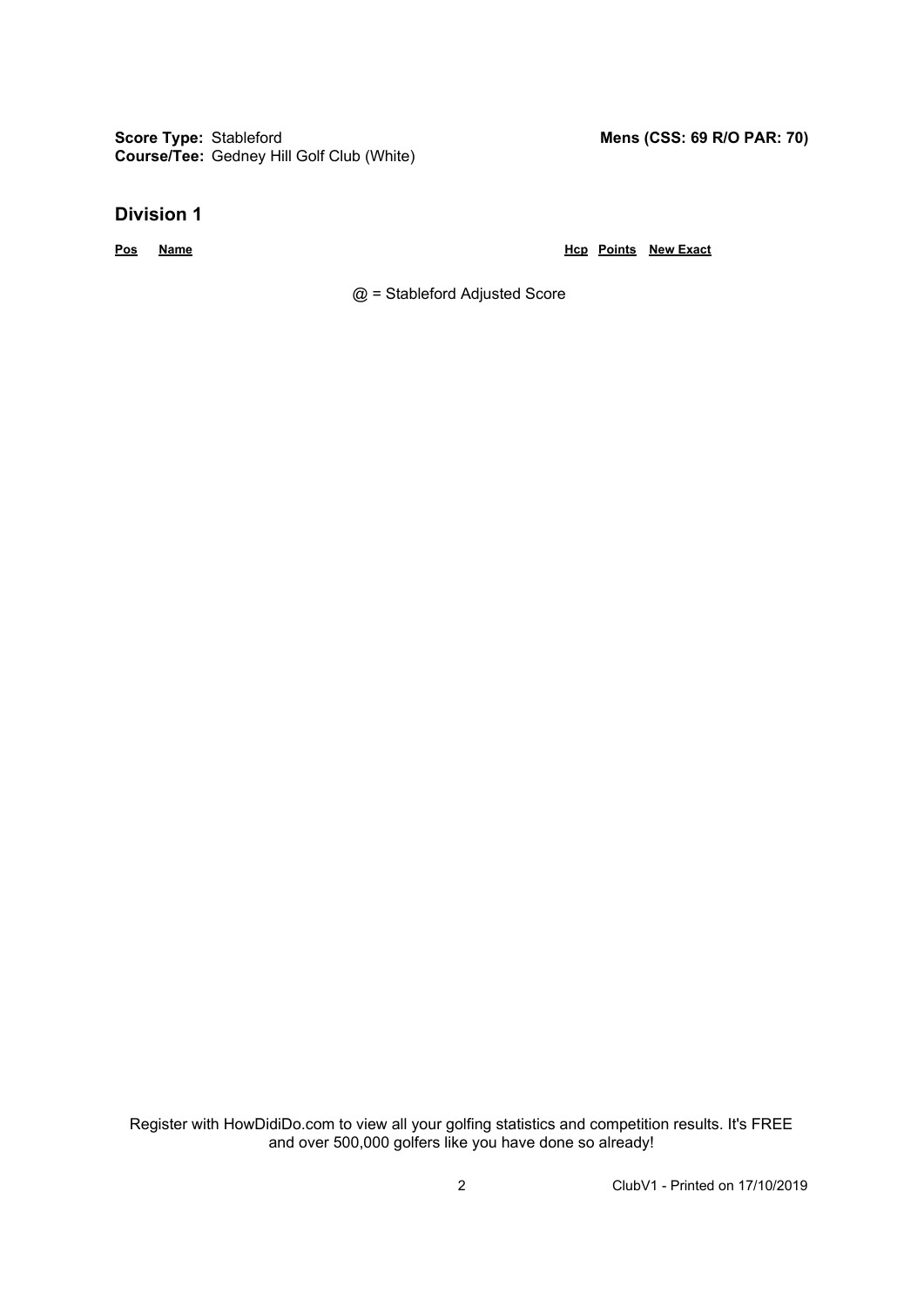**Score Type:** Stableford
**Course/Tee:** Gedney Hill Golf Club (White)

**Mens (CSS: 69 R/O PAR: 70)**

## Division 1

| Pos | Name | Hcp | Points | New Exact |
| --- | --- | --- | --- | --- |

@ = Stableford Adjusted Score

Register with HowDidiDo.com to view all your golfing statistics and competition results. It's FREE and over 500,000 golfers like you have done so already!

ClubV1 - Printed on 17/10/2019